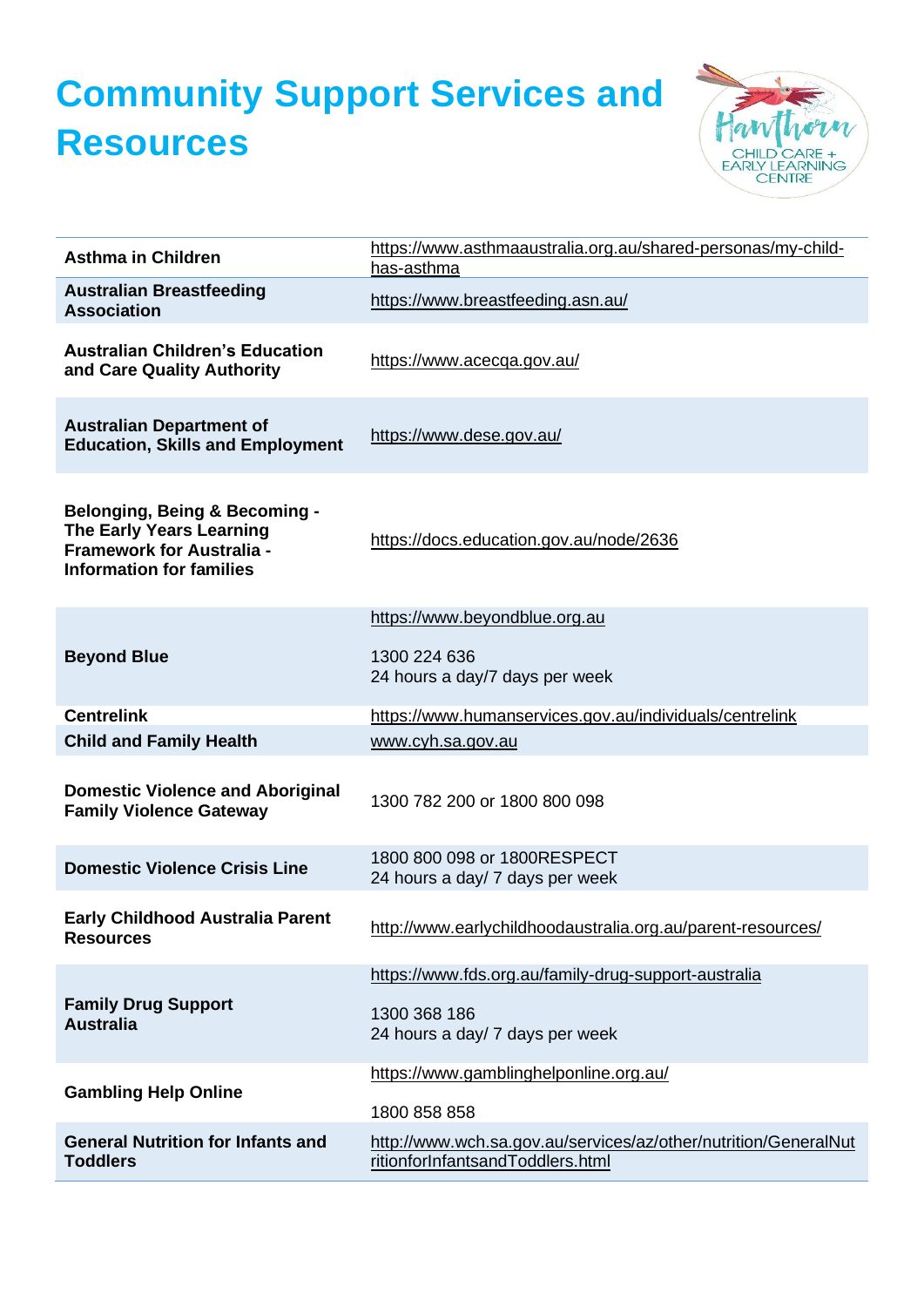# Community Support Services and Resources

| | |
|---|---|
| **Asthma in Children** | https://www.asthmaaustralia.org.au/shared-personas/my-child-has-asthma |
| **Australian Breastfeeding Association** | https://www.breastfeeding.asn.au/ |
| **Australian Children's Education and Care Quality Authority** | https://www.acecqa.gov.au/ |
| **Australian Department of Education, Skills and Employment** | https://www.dese.gov.au/ |
| **Belonging, Being & Becoming - The Early Years Learning Framework for Australia - Information for families** | https://docs.education.gov.au/node/2636 |
| **Beyond Blue** | https://www.beyondblue.org.au<br><br>1300 224 636<br>24 hours a day/7 days per week |
| **Centrelink** | https://www.humanservices.gov.au/individuals/centrelink |
| **Child and Family Health** | www.cyh.sa.gov.au |
| **Domestic Violence and Aboriginal Family Violence Gateway** | 1300 782 200 or 1800 800 098 |
| **Domestic Violence Crisis Line** | 1800 800 098 or 1800RESPECT<br>24 hours a day/ 7 days per week |
| **Early Childhood Australia Parent Resources** | http://www.earlychildhoodaustralia.org.au/parent-resources/ |
| **Family Drug Support Australia** | https://www.fds.org.au/family-drug-support-australia<br><br>1300 368 186<br>24 hours a day/ 7 days per week |
| **Gambling Help Online** | https://www.gamblinghelponline.org.au/<br><br>1800 858 858 |
| **General Nutrition for Infants and Toddlers** | http://www.wch.sa.gov.au/services/az/other/nutrition/GeneralNutritionforInfantsandToddlers.html |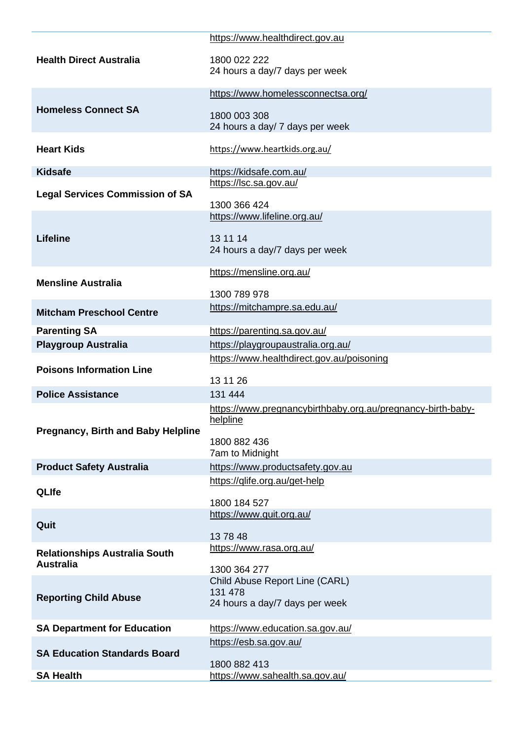| | |
|---|---|
| **Health Direct Australia** | https://www.healthdirect.gov.au<br><br>1800 022 222<br>24 hours a day/7 days per week |
| **Homeless Connect SA** | https://www.homelessconnectsa.org/<br><br>1800 003 308<br>24 hours a day/ 7 days per week |
| **Heart Kids** | https://www.heartkids.org.au/ |
| **Kidsafe** | https://kidsafe.com.au/ |
| **Legal Services Commission of SA** | https://lsc.sa.gov.au/<br><br>1300 366 424 |
| **Lifeline** | https://www.lifeline.org.au/<br><br>13 11 14<br>24 hours a day/7 days per week |
| **Mensline Australia** | https://mensline.org.au/<br><br>1300 789 978 |
| **Mitcham Preschool Centre** | https://mitchampre.sa.edu.au/ |
| **Parenting SA** | https://parenting.sa.gov.au/ |
| **Playgroup Australia** | https://playgroupaustralia.org.au/ |
| **Poisons Information Line** | https://www.healthdirect.gov.au/poisoning<br><br>13 11 26 |
| **Police Assistance** | 131 444 |
| **Pregnancy, Birth and Baby Helpline** | https://www.pregnancybirthbaby.org.au/pregnancy-birth-baby-helpline<br><br>1800 882 436<br>7am to Midnight |
| **Product Safety Australia** | https://www.productsafety.gov.au |
| **QLIfe** | https://qlife.org.au/get-help<br><br>1800 184 527 |
| **Quit** | https://www.quit.org.au/<br><br>13 78 48 |
| **Relationships Australia South Australia** | https://www.rasa.org.au/<br><br>1300 364 277 |
| **Reporting Child Abuse** | Child Abuse Report Line (CARL)<br>131 478<br>24 hours a day/7 days per week |
| **SA Department for Education** | https://www.education.sa.gov.au/ |
| **SA Education Standards Board** | https://esb.sa.gov.au/<br><br>1800 882 413 |
| **SA Health** | https://www.sahealth.sa.gov.au/ |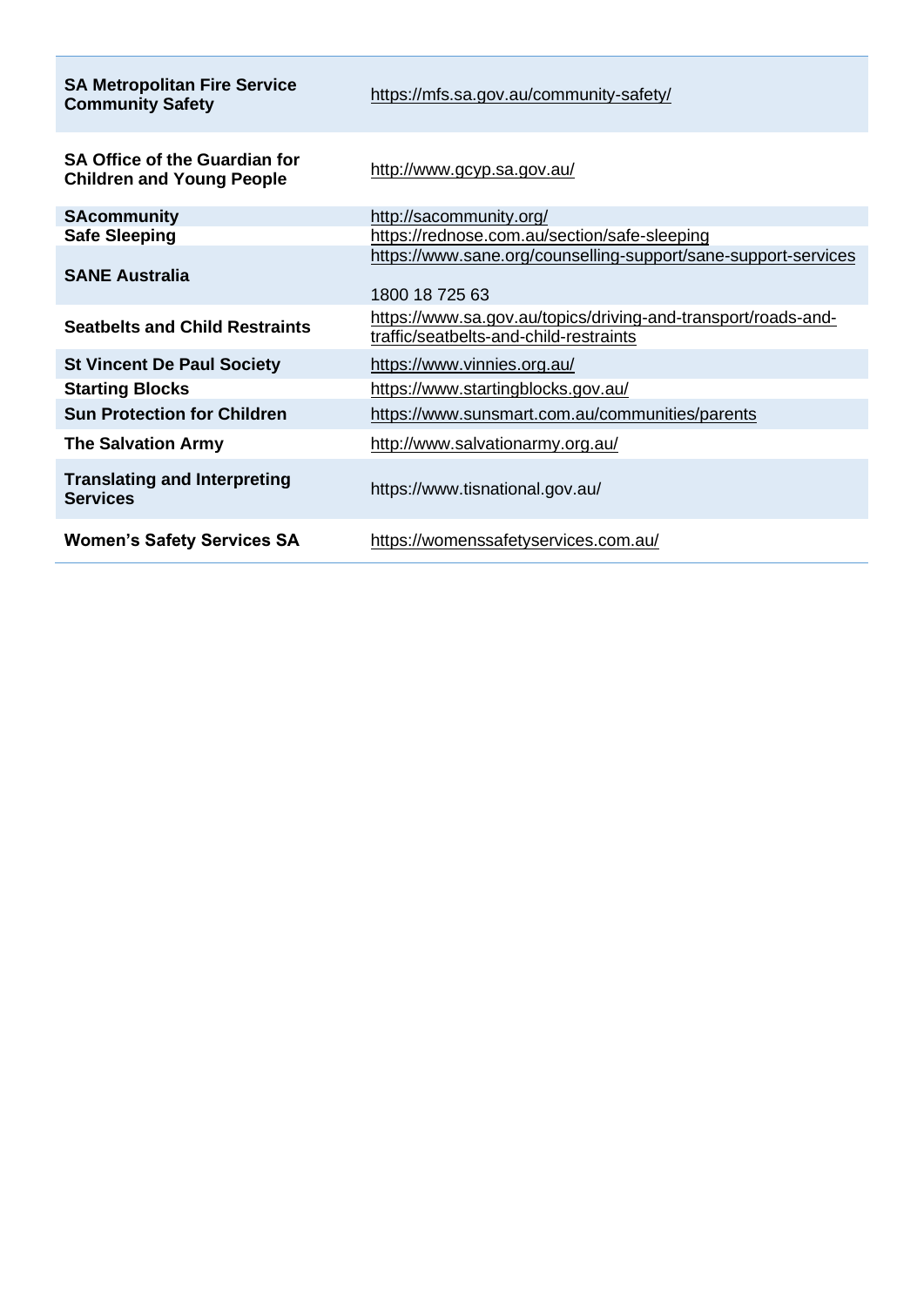| | |
|---|---|
| **SA Metropolitan Fire Service Community Safety** | https://mfs.sa.gov.au/community-safety/ |
| **SA Office of the Guardian for Children and Young People** | http://www.gcyp.sa.gov.au/ |
| **SAcommunity** | http://sacommunity.org/ |
| **Safe Sleeping** | https://rednose.com.au/section/safe-sleeping |
| **SANE Australia** | https://www.sane.org/counselling-support/sane-support-services<br><br>1800 18 725 63 |
| **Seatbelts and Child Restraints** | https://www.sa.gov.au/topics/driving-and-transport/roads-and-traffic/seatbelts-and-child-restraints |
| **St Vincent De Paul Society** | https://www.vinnies.org.au/ |
| **Starting Blocks** | https://www.startingblocks.gov.au/ |
| **Sun Protection for Children** | https://www.sunsmart.com.au/communities/parents |
| **The Salvation Army** | http://www.salvationarmy.org.au/ |
| **Translating and Interpreting Services** | https://www.tisnational.gov.au/ |
| **Women's Safety Services SA** | https://womenssafetyservices.com.au/ |